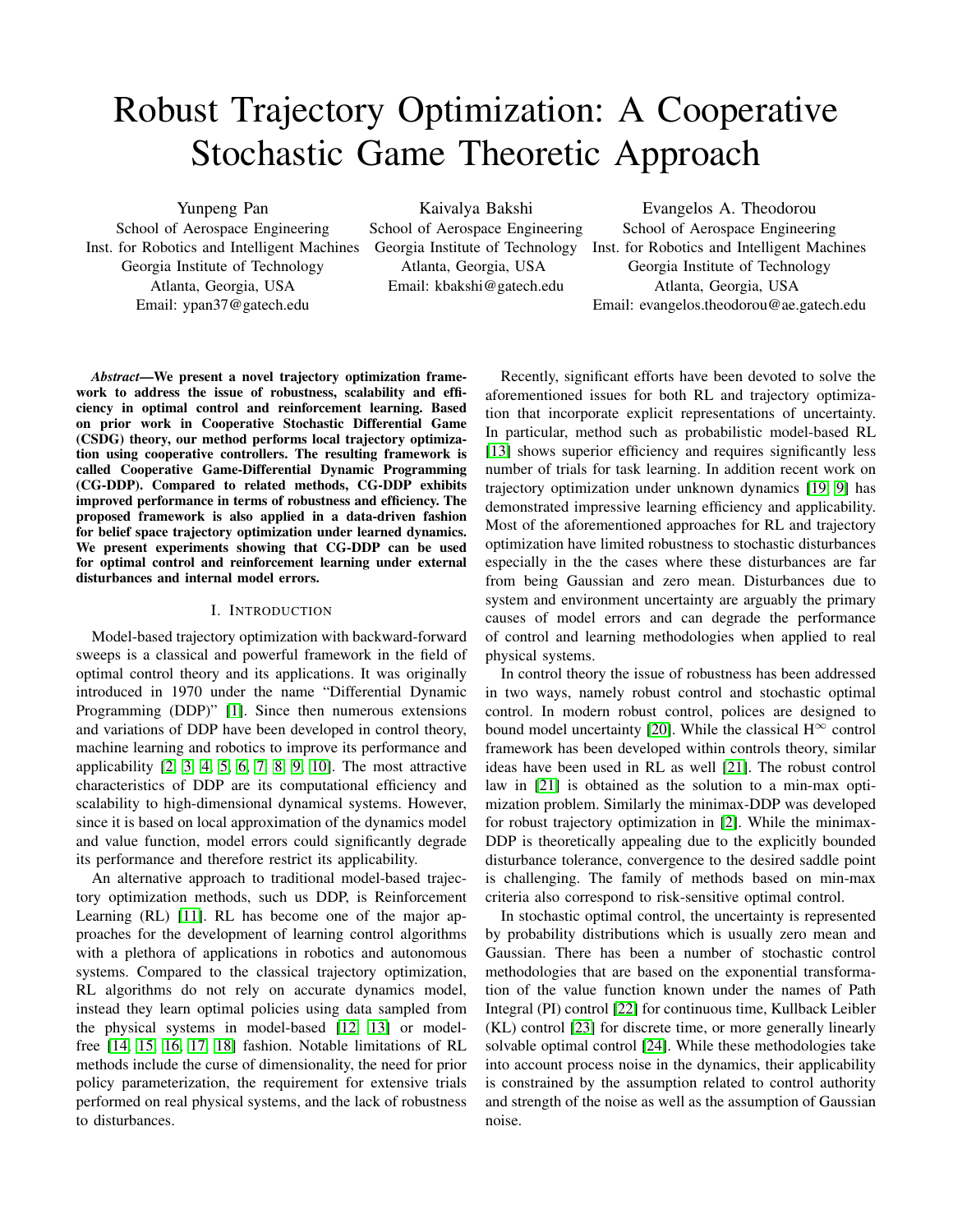# Robust Trajectory Optimization: A Cooperative Stochastic Game Theoretic Approach

Yunpeng Pan
School of Aerospace Engineering
Inst. for Robotics and Intelligent Machines
Georgia Institute of Technology
Atlanta, Georgia, USA
Email: ypan37@gatech.edu

Kaivalya Bakshi
School of Aerospace Engineering
Georgia Institute of Technology
Atlanta, Georgia, USA
Email: kbakshi@gatech.edu

Evangelos A. Theodorou
School of Aerospace Engineering
Inst. for Robotics and Intelligent Machines
Georgia Institute of Technology
Atlanta, Georgia, USA
Email: evangelos.theodorou@ae.gatech.edu

***Abstract*—We present a novel trajectory optimization framework to address the issue of robustness, scalability and efficiency in optimal control and reinforcement learning. Based on prior work in Cooperative Stochastic Differential Game (CSDG) theory, our method performs local trajectory optimization using cooperative controllers. The resulting framework is called Cooperative Game-Differential Dynamic Programming (CG-DDP). Compared to related methods, CG-DDP exhibits improved performance in terms of robustness and efficiency. The proposed framework is also applied in a data-driven fashion for belief space trajectory optimization under learned dynamics. We present experiments showing that CG-DDP can be used for optimal control and reinforcement learning under external disturbances and internal model errors.**

## I. Introduction

Model-based trajectory optimization with backward-forward sweeps is a classical and powerful framework in the field of optimal control theory and its applications. It was originally introduced in 1970 under the name "Differential Dynamic Programming (DDP)" [1]. Since then numerous extensions and variations of DDP have been developed in control theory, machine learning and robotics to improve its performance and applicability [2, 3, 4, 5, 6, 7, 8, 9, 10]. The most attractive characteristics of DDP are its computational efficiency and scalability to high-dimensional dynamical systems. However, since it is based on local approximation of the dynamics model and value function, model errors could significantly degrade its performance and therefore restrict its applicability.

An alternative approach to traditional model-based trajectory optimization methods, such us DDP, is Reinforcement Learning (RL) [11]. RL has become one of the major approaches for the development of learning control algorithms with a plethora of applications in robotics and autonomous systems. Compared to the classical trajectory optimization, RL algorithms do not rely on accurate dynamics model, instead they learn optimal policies using data sampled from the physical systems in model-based [12, 13] or model-free [14, 15, 16, 17, 18] fashion. Notable limitations of RL methods include the curse of dimensionality, the need for prior policy parameterization, the requirement for extensive trials performed on real physical systems, and the lack of robustness to disturbances.

Recently, significant efforts have been devoted to solve the aforementioned issues for both RL and trajectory optimization that incorporate explicit representations of uncertainty. In particular, method such as probabilistic model-based RL [13] shows superior efficiency and requires significantly less number of trials for task learning. In addition recent work on trajectory optimization under unknown dynamics [19, 9] has demonstrated impressive learning efficiency and applicability. Most of the aforementioned approaches for RL and trajectory optimization have limited robustness to stochastic disturbances especially in the the cases where these disturbances are far from being Gaussian and zero mean. Disturbances due to system and environment uncertainty are arguably the primary causes of model errors and can degrade the performance of control and learning methodologies when applied to real physical systems.

In control theory the issue of robustness has been addressed in two ways, namely robust control and stochastic optimal control. In modern robust control, polices are designed to bound model uncertainty [20]. While the classical $\mathrm{H}^{\infty}$ control framework has been developed within controls theory, similar ideas have been used in RL as well [21]. The robust control law in [21] is obtained as the solution to a min-max optimization problem. Similarly the minimax-DDP was developed for robust trajectory optimization in [2]. While the minimax-DDP is theoretically appealing due to the explicitly bounded disturbance tolerance, convergence to the desired saddle point is challenging. The family of methods based on min-max criteria also correspond to risk-sensitive optimal control.

In stochastic optimal control, the uncertainty is represented by probability distributions which is usually zero mean and Gaussian. There has been a number of stochastic control methodologies that are based on the exponential transformation of the value function known under the names of Path Integral (PI) control [22] for continuous time, Kullback Leibler (KL) control [23] for discrete time, or more generally linearly solvable optimal control [24]. While these methodologies take into account process noise in the dynamics, their applicability is constrained by the assumption related to control authority and strength of the noise as well as the assumption of Gaussian noise.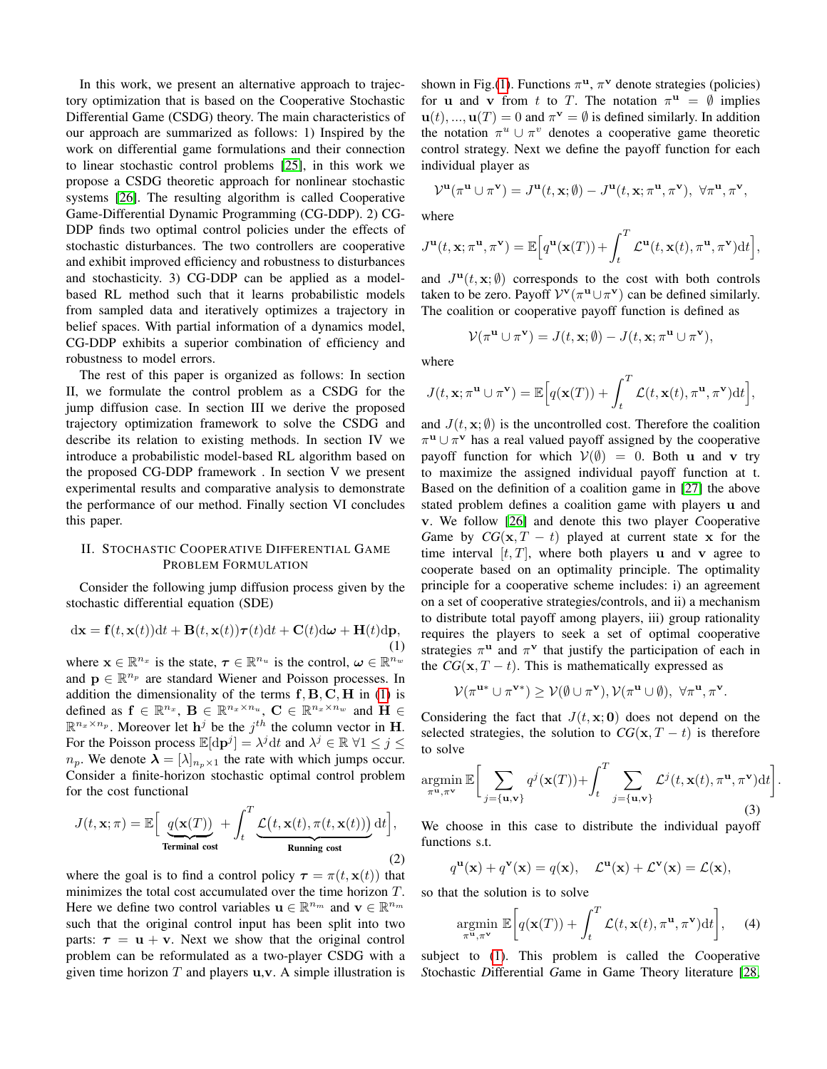In this work, we present an alternative approach to trajectory optimization that is based on the Cooperative Stochastic Differential Game (CSDG) theory. The main characteristics of our approach are summarized as follows: 1) Inspired by the work on differential game formulations and their connection to linear stochastic control problems [25], in this work we propose a CSDG theoretic approach for nonlinear stochastic systems [26]. The resulting algorithm is called Cooperative Game-Differential Dynamic Programming (CG-DDP). 2) CG-DDP finds two optimal control policies under the effects of stochastic disturbances. The two controllers are cooperative and exhibit improved efficiency and robustness to disturbances and stochasticity. 3) CG-DDP can be applied as a model-based RL method such that it learns probabilistic models from sampled data and iteratively optimizes a trajectory in belief spaces. With partial information of a dynamics model, CG-DDP exhibits a superior combination of efficiency and robustness to model errors.

The rest of this paper is organized as follows: In section II, we formulate the control problem as a CSDG for the jump diffusion case. In section III we derive the proposed trajectory optimization framework to solve the CSDG and describe its relation to existing methods. In section IV we introduce a probabilistic model-based RL algorithm based on the proposed CG-DDP framework . In section V we present experimental results and comparative analysis to demonstrate the performance of our method. Finally section VI concludes this paper.

## II. Stochastic Cooperative Differential Game Problem Formulation

Consider the following jump diffusion process given by the stochastic differential equation (SDE)

$$\mathrm{d}\mathbf{x} = \mathbf{f}(t,\mathbf{x}(t))\mathrm{d}t + \mathbf{B}(t,\mathbf{x}(t))\boldsymbol{\tau}(t)\mathrm{d}t + \mathbf{C}(t)\mathrm{d}\boldsymbol{\omega} + \mathbf{H}(t)\mathrm{d}\mathbf{p}, \tag{1}$$

where $\mathbf{x} \in \mathbb{R}^{n_x}$ is the state, $\boldsymbol{\tau} \in \mathbb{R}^{n_u}$ is the control, $\boldsymbol{\omega} \in \mathbb{R}^{n_w}$ and $\mathbf{p} \in \mathbb{R}^{n_p}$ are standard Wiener and Poisson processes. In addition the dimensionality of the terms $\mathbf{f}, \mathbf{B}, \mathbf{C}, \mathbf{H}$ in (1) is defined as $\mathbf{f} \in \mathbb{R}^{n_x}$, $\mathbf{B} \in \mathbb{R}^{n_x \times n_u}$, $\mathbf{C} \in \mathbb{R}^{n_x \times n_w}$ and $\mathbf{H} \in \mathbb{R}^{n_x \times n_p}$. Moreover let $\mathbf{h}^j$ be the $j^{th}$ the column vector in $\mathbf{H}$. For the Poisson process $\mathbb{E}[\mathrm{d}\mathbf{p}^j] = \lambda^j \mathrm{d}t$ and $\lambda^j \in \mathbb{R}\ \forall 1 \leq j \leq n_p$. We denote $\boldsymbol{\lambda} = [\lambda]_{n_p \times 1}$ the rate with which jumps occur. Consider a finite-horizon stochastic optimal control problem for the cost functional

$$J(t,\mathbf{x};\pi) = \mathbb{E}\Big[\underbrace{q(\mathbf{x}(T))}_{\textbf{Terminal cost}} + \int_t^T \underbrace{\mathcal{L}\big(t,\mathbf{x}(t),\pi(t,\mathbf{x}(t))\big)}_{\textbf{Running cost}}\mathrm{d}t\Big], \tag{2}$$

where the goal is to find a control policy $\boldsymbol{\tau} = \pi(t, \mathbf{x}(t))$ that minimizes the total cost accumulated over the time horizon $T$. Here we define two control variables $\mathbf{u} \in \mathbb{R}^{n_m}$ and $\mathbf{v} \in \mathbb{R}^{n_m}$ such that the original control input has been split into two parts: $\boldsymbol{\tau} = \mathbf{u} + \mathbf{v}$. Next we show that the original control problem can be reformulated as a two-player CSDG with a given time horizon $T$ and players $\mathbf{u}$,$\mathbf{v}$. A simple illustration is shown in Fig.(1). Functions $\pi^{\mathbf{u}}$, $\pi^{\mathbf{v}}$ denote strategies (policies) for $\mathbf{u}$ and $\mathbf{v}$ from $t$ to $T$. The notation $\pi^{\mathbf{u}} = \emptyset$ implies $\mathbf{u}(t), ..., \mathbf{u}(T) = 0$ and $\pi^{\mathbf{v}} = \emptyset$ is defined similarly. In addition the notation $\pi^u \cup \pi^v$ denotes a cooperative game theoretic control strategy. Next we define the payoff function for each individual player as

$$\mathcal{V}^{\mathbf{u}}(\pi^{\mathbf{u}} \cup \pi^{\mathbf{v}}) = J^{\mathbf{u}}(t,\mathbf{x};\emptyset) - J^{\mathbf{u}}(t,\mathbf{x};\pi^{\mathbf{u}},\pi^{\mathbf{v}}),\ \forall \pi^{\mathbf{u}},\pi^{\mathbf{v}},$$

where

$$J^{\mathbf{u}}(t,\mathbf{x};\pi^{\mathbf{u}},\pi^{\mathbf{v}}) = \mathbb{E}\Big[q^{\mathbf{u}}(\mathbf{x}(T)) + \int_t^T \mathcal{L}^{\mathbf{u}}(t,\mathbf{x}(t),\pi^{\mathbf{u}},\pi^{\mathbf{v}})\mathrm{d}t\Big],$$

and $J^{\mathbf{u}}(t,\mathbf{x};\emptyset)$ corresponds to the cost with both controls taken to be zero. Payoff $\mathcal{V}^{\mathbf{v}}(\pi^{\mathbf{u}} \cup \pi^{\mathbf{v}})$ can be defined similarly. The coalition or cooperative payoff function is defined as

$$\mathcal{V}(\pi^{\mathbf{u}} \cup \pi^{\mathbf{v}}) = J(t,\mathbf{x};\emptyset) - J(t,\mathbf{x};\pi^{\mathbf{u}} \cup \pi^{\mathbf{v}}),$$

where

$$J(t,\mathbf{x};\pi^{\mathbf{u}} \cup \pi^{\mathbf{v}}) = \mathbb{E}\Big[q(\mathbf{x}(T)) + \int_t^T \mathcal{L}(t,\mathbf{x}(t),\pi^{\mathbf{u}},\pi^{\mathbf{v}})\mathrm{d}t\Big],$$

and $J(t,\mathbf{x};\emptyset)$ is the uncontrolled cost. Therefore the coalition $\pi^{\mathbf{u}} \cup \pi^{\mathbf{v}}$ has a real valued payoff assigned by the cooperative payoff function for which $\mathcal{V}(\emptyset) = 0$. Both $\mathbf{u}$ and $\mathbf{v}$ try to maximize the assigned individual payoff function at t. Based on the definition of a coalition game in [27] the above stated problem defines a coalition game with players $\mathbf{u}$ and $\mathbf{v}$. We follow [26] and denote this two player *C*ooperative *G*ame by $CG(\mathbf{x}, T-t)$ played at current state $\mathbf{x}$ for the time interval $[t, T]$, where both players $\mathbf{u}$ and $\mathbf{v}$ agree to cooperate based on an optimality principle. The optimality principle for a cooperative scheme includes: i) an agreement on a set of cooperative strategies/controls, and ii) a mechanism to distribute total payoff among players, iii) group rationality requires the players to seek a set of optimal cooperative strategies $\pi^{\mathbf{u}}$ and $\pi^{\mathbf{v}}$ that justify the participation of each in the $CG(\mathbf{x}, T-t)$. This is mathematically expressed as

$$\mathcal{V}(\pi^{\mathbf{u}*} \cup \pi^{\mathbf{v}*}) \geq \mathcal{V}(\emptyset \cup \pi^{\mathbf{v}}), \mathcal{V}(\pi^{\mathbf{u}} \cup \emptyset),\ \forall \pi^{\mathbf{u}},\pi^{\mathbf{v}}.$$

Considering the fact that $J(t,\mathbf{x};\mathbf{0})$ does not depend on the selected strategies, the solution to $CG(\mathbf{x}, T-t)$ is therefore to solve

$$\underset{\pi^{\mathbf{u}},\pi^{\mathbf{v}}}{\mathrm{argmin}}\ \mathbb{E}\Big[\sum_{j=\{\mathbf{u},\mathbf{v}\}} q^j(\mathbf{x}(T)) + \int_t^T \sum_{j=\{\mathbf{u},\mathbf{v}\}} \mathcal{L}^j(t,\mathbf{x}(t),\pi^{\mathbf{u}},\pi^{\mathbf{v}})\mathrm{d}t\Big]. \tag{3}$$

We choose in this case to distribute the individual payoff functions s.t.

$$q^{\mathbf{u}}(\mathbf{x}) + q^{\mathbf{v}}(\mathbf{x}) = q(\mathbf{x}), \quad \mathcal{L}^{\mathbf{u}}(\mathbf{x}) + \mathcal{L}^{\mathbf{v}}(\mathbf{x}) = \mathcal{L}(\mathbf{x}),$$

so that the solution is to solve

$$\underset{\pi^{\mathbf{u}},\pi^{\mathbf{v}}}{\mathrm{argmin}}\ \mathbb{E}\Big[q(\mathbf{x}(T)) + \int_t^T \mathcal{L}(t,\mathbf{x}(t),\pi^{\mathbf{u}},\pi^{\mathbf{v}})\mathrm{d}t\Big], \tag{4}$$

subject to (1). This problem is called the *C*ooperative *S*tochastic *D*ifferential *G*ame in Game Theory literature [28,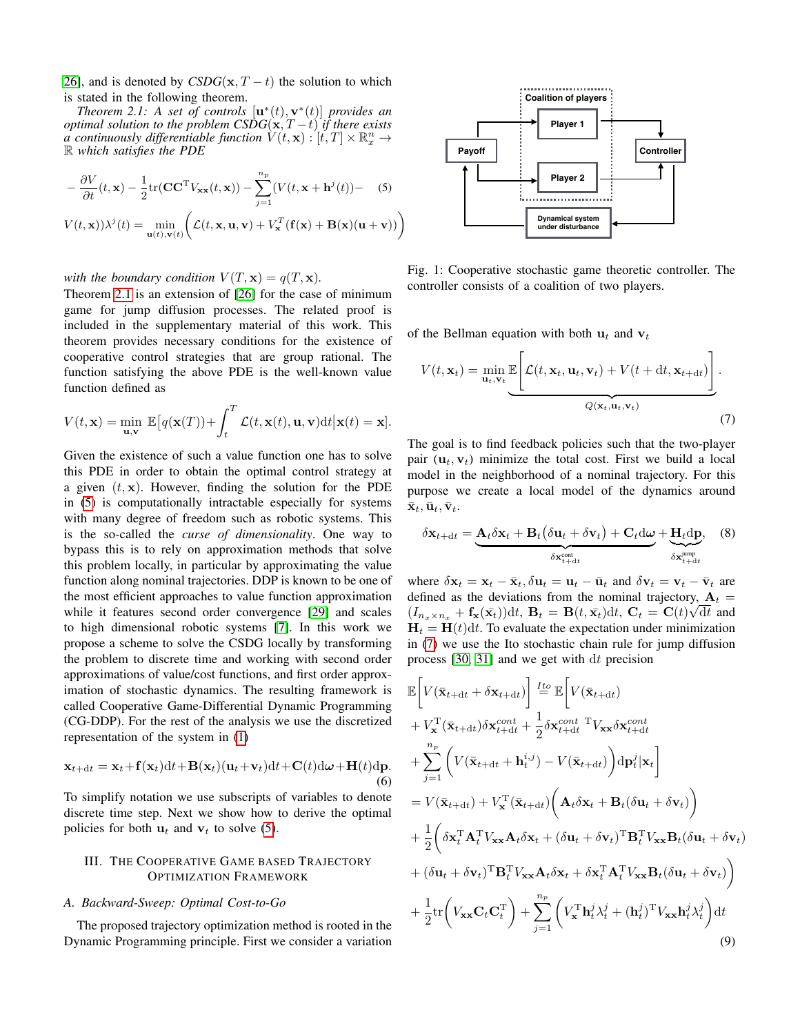[26], and is denoted by *CSDG*$(\mathbf{x}, T-t)$ the solution to which is stated in the following theorem.

*Theorem 2.1: A set of controls* $[\mathbf{u}^*(t), \mathbf{v}^*(t)]$ *provides an optimal solution to the problem CSDG*$(\mathbf{x}, T-t)$ *if there exists a continuously differentiable function* $V(t, \mathbf{x}) : [t, T] \times \mathbb{R}^n_x \to \mathbb{R}$ *which satisfies the PDE*

$$
\begin{aligned}
&-\frac{\partial V}{\partial t}(t,\mathbf{x}) - \frac{1}{2}\mathrm{tr}(\mathbf{C}\mathbf{C}^{\mathrm{T}} V_{\mathbf{xx}}(t,\mathbf{x})) - \sum_{j=1}^{n_p}(V(t,\mathbf{x}+\mathbf{h}^j(t)) - \qquad (5)\\
&V(t,\mathbf{x}))\lambda^j(t) = \min_{\mathbf{u}(t),\mathbf{v}(t)}\Big(\mathcal{L}(t,\mathbf{x},\mathbf{u},\mathbf{v}) + V_{\mathbf{x}}^T(\mathbf{f}(\mathbf{x}) + \mathbf{B}(\mathbf{x})(\mathbf{u}+\mathbf{v}))\Big)
\end{aligned}
$$

*with the boundary condition* $V(T, \mathbf{x}) = q(T, \mathbf{x})$.

Theorem 2.1 is an extension of [26] for the case of minimum game for jump diffusion processes. The related proof is included in the supplementary material of this work. This theorem provides necessary conditions for the existence of cooperative control strategies that are group rational. The function satisfying the above PDE is the well-known value function defined as

$$
V(t,\mathbf{x}) = \min_{\mathbf{u},\mathbf{v}} \mathbb{E}\Big[q(\mathbf{x}(T)) + \int_t^T \mathcal{L}(t,\mathbf{x}(t),\mathbf{u},\mathbf{v})\mathrm{d}t \Big| \mathbf{x}(t) = \mathbf{x}\Big].
$$

Given the existence of such a value function one has to solve this PDE in order to obtain the optimal control strategy at a given $(t, \mathbf{x})$. However, finding the solution for the PDE in (5) is computationally intractable especially for systems with many degree of freedom such as robotic systems. This is the so-called the *curse of dimensionality*. One way to bypass this is to rely on approximation methods that solve this problem locally, in particular by approximating the value function along nominal trajectories. DDP is known to be one of the most efficient approaches to value function approximation while it features second order convergence [29] and scales to high dimensional robotic systems [7]. In this work we propose a scheme to solve the CSDG locally by transforming the problem to discrete time and working with second order approximations of value/cost functions, and first order approximation of stochastic dynamics. The resulting framework is called Cooperative Game-Differential Dynamic Programming (CG-DDP). For the rest of the analysis we use the discretized representation of the system in (1)

$$
\mathbf{x}_{t+\mathrm{d}t} = \mathbf{x}_t + \mathbf{f}(\mathbf{x}_t)\mathrm{d}t + \mathbf{B}(\mathbf{x}_t)(\mathbf{u}_t + \mathbf{v}_t)\mathrm{d}t + \mathbf{C}(t)\mathrm{d}\boldsymbol{\omega} + \mathbf{H}(t)\mathrm{d}\mathbf{p}. \qquad (6)
$$

To simplify notation we use subscripts of variables to denote discrete time step. Next we show how to derive the optimal policies for both $\mathbf{u}_t$ and $\mathbf{v}_t$ to solve (5).

## III. The Cooperative Game Based Trajectory Optimization Framework

### A. Backward-Sweep: Optimal Cost-to-Go

The proposed trajectory optimization method is rooted in the Dynamic Programming principle. First we consider a variation

Fig. 1: Cooperative stochastic game theoretic controller. The controller consists of a coalition of two players.

of the Bellman equation with both $\mathbf{u}_t$ and $\mathbf{v}_t$

$$
V(t,\mathbf{x}_t) = \min_{\mathbf{u}_t,\mathbf{v}_t} \underbrace{\mathbb{E}\Big[\mathcal{L}(t,\mathbf{x}_t,\mathbf{u}_t,\mathbf{v}_t) + V(t+\mathrm{d}t,\mathbf{x}_{t+\mathrm{d}t})\Big]}_{Q(\mathbf{x}_t,\mathbf{u}_t,\mathbf{v}_t)}. \qquad (7)
$$

The goal is to find feedback policies such that the two-player pair $(\mathbf{u}_t, \mathbf{v}_t)$ minimize the total cost. First we build a local model in the neighborhood of a nominal trajectory. For this purpose we create a local model of the dynamics around $\bar{\mathbf{x}}_t, \bar{\mathbf{u}}_t, \bar{\mathbf{v}}_t$.

$$
\delta\mathbf{x}_{t+\mathrm{d}t} = \underbrace{\mathbf{A}_t\delta\mathbf{x}_t + \mathbf{B}_t(\delta\mathbf{u}_t + \delta\mathbf{v}_t) + \mathbf{C}_t\mathrm{d}\boldsymbol{\omega}}_{\delta\mathbf{x}^{\mathrm{cont}}_{t+\mathrm{d}t}} + \underbrace{\mathbf{H}_t\mathrm{d}\mathbf{p}}_{\delta\mathbf{x}^{\mathrm{jump}}_{t+\mathrm{d}t}}, \qquad (8)
$$

where $\delta\mathbf{x}_t = \mathbf{x}_t - \bar{\mathbf{x}}_t, \delta\mathbf{u}_t = \mathbf{u}_t - \bar{\mathbf{u}}_t$ and $\delta\mathbf{v}_t = \mathbf{v}_t - \bar{\mathbf{v}}_t$ are defined as the deviations from the nominal trajectory, $\mathbf{A}_t = (I_{n_x \times n_x} + \mathbf{f}_{\mathbf{x}}(\bar{\mathbf{x}}_t))\mathrm{d}t$, $\mathbf{B}_t = \mathbf{B}(t, \bar{\mathbf{x}}_t)\mathrm{d}t$, $\mathbf{C}_t = \mathbf{C}(t)\sqrt{\mathrm{d}t}$ and $\mathbf{H}_t = \mathbf{H}(t)\mathrm{d}t$. To evaluate the expectation under minimization in (7) we use the Ito stochastic chain rule for jump diffusion process [30, 31] and we get with $\mathrm{d}t$ precision

$$
\begin{aligned}
&\mathbb{E}\Big[V(\bar{\mathbf{x}}_{t+\mathrm{d}t} + \delta\mathbf{x}_{t+\mathrm{d}t})\Big] \overset{Ito}{=} \mathbb{E}\Big[V(\bar{\mathbf{x}}_{t+\mathrm{d}t})\\
&+ V_{\mathbf{x}}^{\mathrm{T}}(\bar{\mathbf{x}}_{t+\mathrm{d}t})\delta\mathbf{x}^{cont}_{t+\mathrm{d}t} + \frac{1}{2}\delta\mathbf{x}^{cont\ \mathrm{T}}_{t+\mathrm{d}t} V_{\mathbf{xx}}\delta\mathbf{x}^{cont}_{t+\mathrm{d}t}\\
&+ \sum_{j=1}^{n_p}\Big(V(\bar{\mathbf{x}}_{t+\mathrm{d}t} + \mathbf{h}^{i,j}_t) - V(\bar{\mathbf{x}}_{t+\mathrm{d}t})\Big)\mathrm{d}\mathbf{p}^j_t | \mathbf{x}_t\Big]\\
&= V(\bar{\mathbf{x}}_{t+\mathrm{d}t}) + V_{\mathbf{x}}^{\mathrm{T}}(\bar{\mathbf{x}}_{t+\mathrm{d}t})\Big(\mathbf{A}_t\delta\mathbf{x}_t + \mathbf{B}_t(\delta\mathbf{u}_t + \delta\mathbf{v}_t)\Big)\\
&+ \frac{1}{2}\Big(\delta\mathbf{x}_t^{\mathrm{T}}\mathbf{A}_t^{\mathrm{T}}V_{\mathbf{xx}}\mathbf{A}_t\delta\mathbf{x}_t + (\delta\mathbf{u}_t + \delta\mathbf{v}_t)^{\mathrm{T}}\mathbf{B}_t^{\mathrm{T}}V_{\mathbf{xx}}\mathbf{B}_t(\delta\mathbf{u}_t + \delta\mathbf{v}_t)\\
&+ (\delta\mathbf{u}_t + \delta\mathbf{v}_t)^{\mathrm{T}}\mathbf{B}_t^{\mathrm{T}}V_{\mathbf{xx}}\mathbf{A}_t\delta\mathbf{x}_t + \delta\mathbf{x}_t^{\mathrm{T}}\mathbf{A}_t^{\mathrm{T}}V_{\mathbf{xx}}\mathbf{B}_t(\delta\mathbf{u}_t + \delta\mathbf{v}_t)\Big)\\
&+ \frac{1}{2}\mathrm{tr}\Big(V_{\mathbf{xx}}\mathbf{C}_t\mathbf{C}_t^{\mathrm{T}}\Big) + \sum_{j=1}^{n_p}\Big(V_{\mathbf{x}}^{\mathrm{T}}\mathbf{h}^j_t\lambda^j_t + (\mathbf{h}^j_t)^{\mathrm{T}}V_{\mathbf{xx}}\mathbf{h}^j_t\lambda^j_t\Big)\mathrm{d}t
\end{aligned} \qquad (9)
$$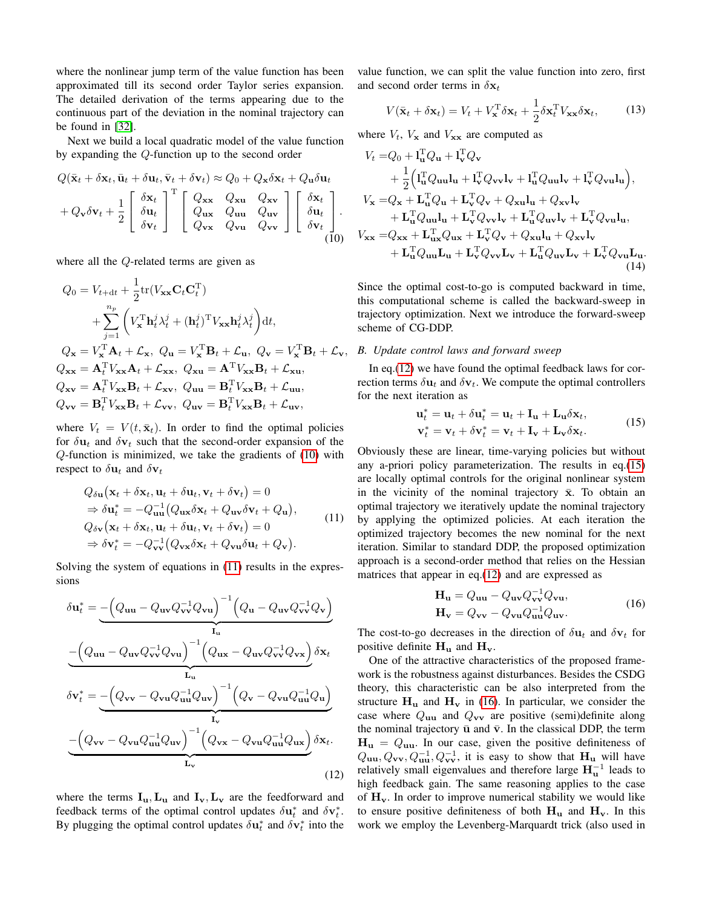where the nonlinear jump term of the value function has been approximated till its second order Taylor series expansion. The detailed derivation of the terms appearing due to the continuous part of the deviation in the nominal trajectory can be found in [32].

Next we build a local quadratic model of the value function by expanding the $Q$-function up to the second order

$$
\begin{aligned}
Q(\bar{\mathbf{x}}_t + \delta\mathbf{x}_t, \bar{\mathbf{u}}_t + \delta\mathbf{u}_t, \bar{\mathbf{v}}_t + \delta\mathbf{v}_t) &\approx Q_0 + Q_{\mathbf{x}}\delta\mathbf{x}_t + Q_{\mathbf{u}}\delta\mathbf{u}_t \\
+ Q_{\mathbf{v}}\delta\mathbf{v}_t + \frac{1}{2}\begin{bmatrix}\delta\mathbf{x}_t \\ \delta\mathbf{u}_t \\ \delta\mathbf{v}_t\end{bmatrix}^{\mathrm{T}} &\begin{bmatrix} Q_{\mathbf{xx}} & Q_{\mathbf{xu}} & Q_{\mathbf{xv}} \\ Q_{\mathbf{ux}} & Q_{\mathbf{uu}} & Q_{\mathbf{uv}} \\ Q_{\mathbf{vx}} & Q_{\mathbf{vu}} & Q_{\mathbf{vv}} \end{bmatrix}\begin{bmatrix}\delta\mathbf{x}_t \\ \delta\mathbf{u}_t \\ \delta\mathbf{v}_t\end{bmatrix}.
\end{aligned} \tag{10}
$$

where all the $Q$-related terms are given as

$$
\begin{aligned}
Q_0 &= V_{t+\mathrm{d}t} + \frac{1}{2}\mathrm{tr}(V_{\mathbf{xx}}\mathbf{C}_t\mathbf{C}_t^{\mathrm{T}}) \\
&\quad + \sum_{j=1}^{n_p}\Big(V_{\mathbf{x}}^{\mathrm{T}}\mathbf{h}_t^j\lambda_t^j + (\mathbf{h}_t^j)^{\mathrm{T}}V_{\mathbf{xx}}\mathbf{h}_t^j\lambda_t^j\Big)\mathrm{d}t, \\
Q_{\mathbf{x}} &= V_{\mathbf{x}}^{\mathrm{T}}\mathbf{A}_t + \mathcal{L}_{\mathbf{x}},\ Q_{\mathbf{u}} = V_{\mathbf{x}}^{\mathrm{T}}\mathbf{B}_t + \mathcal{L}_{\mathbf{u}},\ Q_{\mathbf{v}} = V_{\mathbf{x}}^{\mathrm{T}}\mathbf{B}_t + \mathcal{L}_{\mathbf{v}}, \\
Q_{\mathbf{xx}} &= \mathbf{A}_t^{\mathrm{T}}V_{\mathbf{xx}}\mathbf{A}_t + \mathcal{L}_{\mathbf{xx}},\ Q_{\mathbf{xu}} = \mathbf{A}^{\mathrm{T}}V_{\mathbf{xx}}\mathbf{B}_t + \mathcal{L}_{\mathbf{xu}}, \\
Q_{\mathbf{xv}} &= \mathbf{A}_t^{\mathrm{T}}V_{\mathbf{xx}}\mathbf{B}_t + \mathcal{L}_{\mathbf{xv}},\ Q_{\mathbf{uu}} = \mathbf{B}_t^{\mathrm{T}}V_{\mathbf{xx}}\mathbf{B}_t + \mathcal{L}_{\mathbf{uu}}, \\
Q_{\mathbf{vv}} &= \mathbf{B}_t^{\mathrm{T}}V_{\mathbf{xx}}\mathbf{B}_t + \mathcal{L}_{\mathbf{vv}},\ Q_{\mathbf{uv}} = \mathbf{B}_t^{\mathrm{T}}V_{\mathbf{xx}}\mathbf{B}_t + \mathcal{L}_{\mathbf{uv}},
\end{aligned}
$$

where $V_t = V(t, \bar{\mathbf{x}}_t)$. In order to find the optimal policies for $\delta\mathbf{u}_t$ and $\delta\mathbf{v}_t$ such that the second-order expansion of the $Q$-function is minimized, we take the gradients of (10) with respect to $\delta\mathbf{u}_t$ and $\delta\mathbf{v}_t$

$$
\begin{aligned}
&Q_{\delta\mathbf{u}}\big(\mathbf{x}_t + \delta\mathbf{x}_t, \mathbf{u}_t + \delta\mathbf{u}_t, \mathbf{v}_t + \delta\mathbf{v}_t\big) = 0 \\
&\Rightarrow \delta\mathbf{u}_t^* = -Q_{\mathbf{uu}}^{-1}\big(Q_{\mathbf{ux}}\delta\mathbf{x}_t + Q_{\mathbf{uv}}\delta\mathbf{v}_t + Q_{\mathbf{u}}\big), \\
&Q_{\delta\mathbf{v}}\big(\mathbf{x}_t + \delta\mathbf{x}_t, \mathbf{u}_t + \delta\mathbf{u}_t, \mathbf{v}_t + \delta\mathbf{v}_t\big) = 0 \\
&\Rightarrow \delta\mathbf{v}_t^* = -Q_{\mathbf{vv}}^{-1}\big(Q_{\mathbf{vx}}\delta\mathbf{x}_t + Q_{\mathbf{vu}}\delta\mathbf{u}_t + Q_{\mathbf{v}}\big).
\end{aligned} \tag{11}
$$

Solving the system of equations in (11) results in the expressions

$$
\begin{aligned}
\delta\mathbf{u}_t^* &= \underbrace{-\Big(Q_{\mathbf{uu}} - Q_{\mathbf{uv}}Q_{\mathbf{vv}}^{-1}Q_{\mathbf{vu}}\Big)^{-1}\Big(Q_{\mathbf{u}} - Q_{\mathbf{uv}}Q_{\mathbf{vv}}^{-1}Q_{\mathbf{v}}\Big)}_{\mathbf{l}_{\mathbf{u}}} \\
&\quad \underbrace{-\Big(Q_{\mathbf{uu}} - Q_{\mathbf{uv}}Q_{\mathbf{vv}}^{-1}Q_{\mathbf{vu}}\Big)^{-1}\Big(Q_{\mathbf{ux}} - Q_{\mathbf{uv}}Q_{\mathbf{vv}}^{-1}Q_{\mathbf{vx}}\Big)}_{\mathbf{L}_{\mathbf{u}}}\delta\mathbf{x}_t \\
\delta\mathbf{v}_t^* &= \underbrace{-\Big(Q_{\mathbf{vv}} - Q_{\mathbf{vu}}Q_{\mathbf{uu}}^{-1}Q_{\mathbf{uv}}\Big)^{-1}\Big(Q_{\mathbf{v}} - Q_{\mathbf{vu}}Q_{\mathbf{uu}}^{-1}Q_{\mathbf{u}}\Big)}_{\mathbf{l}_{\mathbf{v}}} \\
&\quad \underbrace{-\Big(Q_{\mathbf{vv}} - Q_{\mathbf{vu}}Q_{\mathbf{uu}}^{-1}Q_{\mathbf{uv}}\Big)^{-1}\Big(Q_{\mathbf{vx}} - Q_{\mathbf{vu}}Q_{\mathbf{uu}}^{-1}Q_{\mathbf{ux}}\Big)}_{\mathbf{L}_{\mathbf{v}}}\delta\mathbf{x}_t.
\end{aligned} \tag{12}
$$

where the terms $\mathbf{l}_{\mathbf{u}}, \mathbf{L}_{\mathbf{u}}$ and $\mathbf{l}_{\mathbf{v}}, \mathbf{L}_{\mathbf{v}}$ are the feedforward and feedback terms of the optimal control updates $\delta\mathbf{u}_t^*$ and $\delta\mathbf{v}_t^*$. By plugging the optimal control updates $\delta\mathbf{u}_t^*$ and $\delta\mathbf{v}_t^*$ into the value function, we can split the value function into zero, first and second order terms in $\delta\mathbf{x}_t$

$$
V(\bar{\mathbf{x}}_t + \delta\mathbf{x}_t) = V_t + V_{\mathbf{x}}^{\mathrm{T}}\delta\mathbf{x}_t + \frac{1}{2}\delta\mathbf{x}_t^{\mathrm{T}}V_{\mathbf{xx}}\delta\mathbf{x}_t, \tag{13}
$$

where $V_t$, $V_{\mathbf{x}}$ and $V_{\mathbf{xx}}$ are computed as

$$
\begin{aligned}
V_t &= Q_0 + \mathbf{l}_{\mathbf{u}}^{\mathrm{T}}Q_{\mathbf{u}} + \mathbf{l}_{\mathbf{v}}^{\mathrm{T}}Q_{\mathbf{v}} \\
&\quad + \frac{1}{2}\Big(\mathbf{l}_{\mathbf{u}}^{\mathrm{T}}Q_{\mathbf{uu}}\mathbf{l}_{\mathbf{u}} + \mathbf{l}_{\mathbf{v}}^{\mathrm{T}}Q_{\mathbf{vv}}\mathbf{l}_{\mathbf{v}} + \mathbf{l}_{\mathbf{u}}^{\mathrm{T}}Q_{\mathbf{uu}}\mathbf{l}_{\mathbf{v}} + \mathbf{l}_{\mathbf{v}}^{\mathrm{T}}Q_{\mathbf{vu}}\mathbf{l}_{\mathbf{u}}\Big), \\
V_{\mathbf{x}} &= Q_{\mathbf{x}} + \mathbf{L}_{\mathbf{u}}^{\mathrm{T}}Q_{\mathbf{u}} + \mathbf{L}_{\mathbf{v}}^{\mathrm{T}}Q_{\mathbf{v}} + Q_{\mathbf{xu}}\mathbf{l}_{\mathbf{u}} + Q_{\mathbf{xv}}\mathbf{l}_{\mathbf{v}} \\
&\quad + \mathbf{L}_{\mathbf{u}}^{\mathrm{T}}Q_{\mathbf{uu}}\mathbf{l}_{\mathbf{u}} + \mathbf{L}_{\mathbf{v}}^{\mathrm{T}}Q_{\mathbf{vv}}\mathbf{l}_{\mathbf{v}} + \mathbf{L}_{\mathbf{u}}^{\mathrm{T}}Q_{\mathbf{uv}}\mathbf{l}_{\mathbf{v}} + \mathbf{L}_{\mathbf{v}}^{\mathrm{T}}Q_{\mathbf{vu}}\mathbf{l}_{\mathbf{u}}, \\
V_{\mathbf{xx}} &= Q_{\mathbf{xx}} + \mathbf{L}_{\mathbf{ux}}^{\mathrm{T}}Q_{\mathbf{ux}} + \mathbf{L}_{\mathbf{v}}^{\mathrm{T}}Q_{\mathbf{v}} + Q_{\mathbf{xu}}\mathbf{l}_{\mathbf{u}} + Q_{\mathbf{xv}}\mathbf{l}_{\mathbf{v}} \\
&\quad + \mathbf{L}_{\mathbf{u}}^{\mathrm{T}}Q_{\mathbf{uu}}\mathbf{L}_{\mathbf{u}} + \mathbf{L}_{\mathbf{v}}^{\mathrm{T}}Q_{\mathbf{vv}}\mathbf{L}_{\mathbf{v}} + \mathbf{L}_{\mathbf{u}}^{\mathrm{T}}Q_{\mathbf{uv}}\mathbf{L}_{\mathbf{v}} + \mathbf{L}_{\mathbf{v}}^{\mathrm{T}}Q_{\mathbf{vu}}\mathbf{L}_{\mathbf{u}}.
\end{aligned} \tag{14}
$$

Since the optimal cost-to-go is computed backward in time, this computational scheme is called the backward-sweep in trajectory optimization. Next we introduce the forward-sweep scheme of CG-DDP.

### *B. Update control laws and forward sweep*

In eq.(12) we have found the optimal feedback laws for correction terms $\delta\mathbf{u}_t$ and $\delta\mathbf{v}_t$. We compute the optimal controllers for the next iteration as

$$
\begin{aligned}
\mathbf{u}_t^* &= \mathbf{u}_t + \delta\mathbf{u}_t^* = \mathbf{u}_t + \mathbf{l}_{\mathbf{u}} + \mathbf{L}_{\mathbf{u}}\delta\mathbf{x}_t, \\
\mathbf{v}_t^* &= \mathbf{v}_t + \delta\mathbf{v}_t^* = \mathbf{v}_t + \mathbf{l}_{\mathbf{v}} + \mathbf{L}_{\mathbf{v}}\delta\mathbf{x}_t.
\end{aligned} \tag{15}
$$

Obviously these are linear, time-varying policies but without any a-priori policy parameterization. The results in eq.(15) are locally optimal controls for the original nonlinear system in the vicinity of the nominal trajectory $\bar{\mathbf{x}}$. To obtain an optimal trajectory we iteratively update the nominal trajectory by applying the optimized policies. At each iteration the optimized trajectory becomes the new nominal for the next iteration. Similar to standard DDP, the proposed optimization approach is a second-order method that relies on the Hessian matrices that appear in eq.(12) and are expressed as

$$
\begin{aligned}
\mathbf{H}_{\mathbf{u}} &= Q_{\mathbf{uu}} - Q_{\mathbf{uv}}Q_{\mathbf{vv}}^{-1}Q_{\mathbf{vu}}, \\
\mathbf{H}_{\mathbf{v}} &= Q_{\mathbf{vv}} - Q_{\mathbf{vu}}Q_{\mathbf{uu}}^{-1}Q_{\mathbf{uv}}.
\end{aligned} \tag{16}
$$

The cost-to-go decreases in the direction of $\delta\mathbf{u}_t$ and $\delta\mathbf{v}_t$ for positive definite $\mathbf{H}_{\mathbf{u}}$ and $\mathbf{H}_{\mathbf{v}}$.

One of the attractive characteristics of the proposed framework is the robustness against disturbances. Besides the CSDG theory, this characteristic can be also interpreted from the structure $\mathbf{H}_{\mathbf{u}}$ and $\mathbf{H}_{\mathbf{v}}$ in (16). In particular, we consider the case where $Q_{\mathbf{uu}}$ and $Q_{\mathbf{vv}}$ are positive (semi)definite along the nominal trajectory $\bar{\mathbf{u}}$ and $\bar{\mathbf{v}}$. In the classical DDP, the term $\mathbf{H}_{\mathbf{u}} = Q_{\mathbf{uu}}$. In our case, given the positive definiteness of $Q_{\mathbf{uu}}, Q_{\mathbf{vv}}, Q_{\mathbf{uu}}^{-1}, Q_{\mathbf{vv}}^{-1}$, it is easy to show that $\mathbf{H}_{\mathbf{u}}$ will have relatively small eigenvalues and therefore large $\mathbf{H}_{\mathbf{u}}^{-1}$ leads to high feedback gain. The same reasoning applies to the case of $\mathbf{H}_{\mathbf{v}}$. In order to improve numerical stability we would like to ensure positive definiteness of both $\mathbf{H}_{\mathbf{u}}$ and $\mathbf{H}_{\mathbf{v}}$. In this work we employ the Levenberg-Marquardt trick (also used in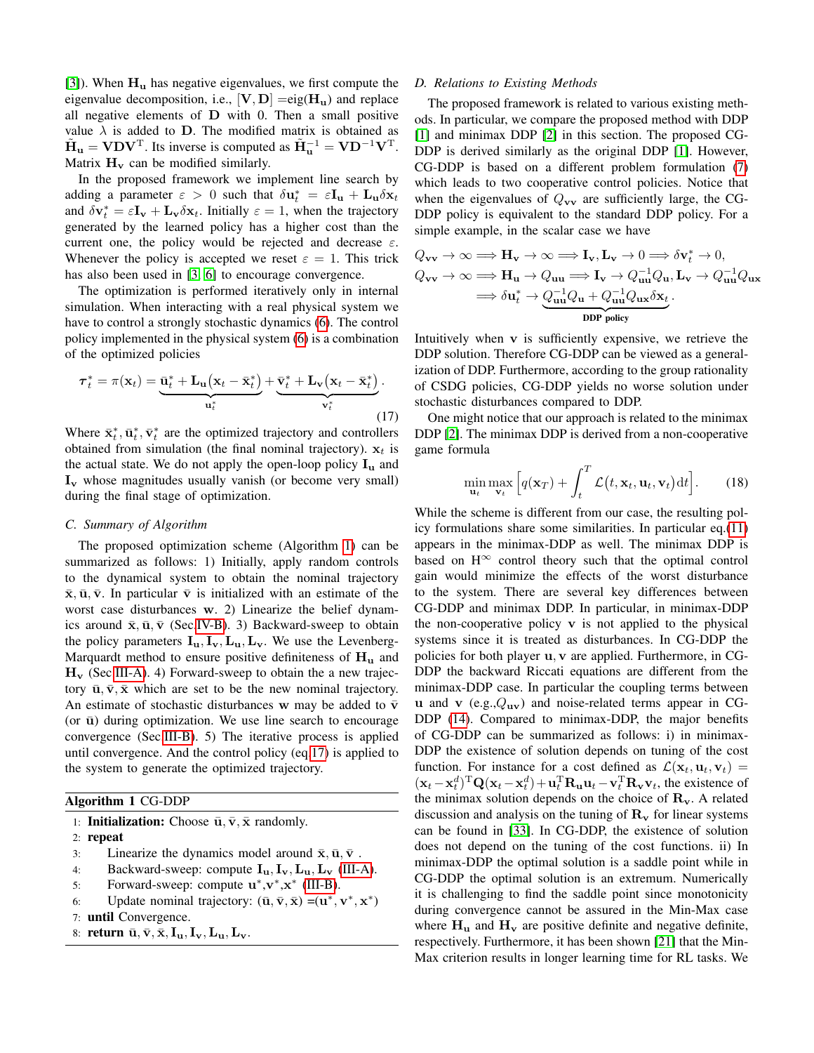[3]). When $\mathbf{H_u}$ has negative eigenvalues, we first compute the eigenvalue decomposition, i.e., $[\mathbf{V}, \mathbf{D}]$ =eig($\mathbf{H_u}$) and replace all negative elements of $\mathbf{D}$ with 0. Then a small positive value $\lambda$ is added to $\mathbf{D}$. The modified matrix is obtained as $\tilde{\mathbf{H}}_\mathbf{u} = \mathbf{V}\mathbf{D}\mathbf{V}^\mathrm{T}$. Its inverse is computed as $\tilde{\mathbf{H}}_\mathbf{u}^{-1} = \mathbf{V}\mathbf{D}^{-1}\mathbf{V}^\mathrm{T}$. Matrix $\mathbf{H_v}$ can be modified similarly.

In the proposed framework we implement line search by adding a parameter $\varepsilon > 0$ such that $\delta\mathbf{u}_t^* = \varepsilon\mathbf{I_u} + \mathbf{L_u}\delta\mathbf{x}_t$ and $\delta\mathbf{v}_t^* = \varepsilon\mathbf{I_v} + \mathbf{L_v}\delta\mathbf{x}_t$. Initially $\varepsilon = 1$, when the trajectory generated by the learned policy has a higher cost than the current one, the policy would be rejected and decrease $\varepsilon$. Whenever the policy is accepted we reset $\varepsilon = 1$. This trick has also been used in [3, 6] to encourage convergence.

The optimization is performed iteratively only in internal simulation. When interacting with a real physical system we have to control a strongly stochastic dynamics (6). The control policy implemented in the physical system (6) is a combination of the optimized policies

$$\boldsymbol{\tau}_t^* = \pi(\mathbf{x}_t) = \underbrace{\bar{\mathbf{u}}_t^* + \mathbf{L_u}(\mathbf{x}_t - \bar{\mathbf{x}}_t^*)}_{\mathbf{u}_t^*} + \underbrace{\bar{\mathbf{v}}_t^* + \mathbf{L_v}(\mathbf{x}_t - \bar{\mathbf{x}}_t^*)}_{\mathbf{v}_t^*}. \tag{17}$$

Where $\bar{\mathbf{x}}_t^*, \bar{\mathbf{u}}_t^*, \bar{\mathbf{v}}_t^*$ are the optimized trajectory and controllers obtained from simulation (the final nominal trajectory). $\mathbf{x}_t$ is the actual state. We do not apply the open-loop policy $\mathbf{I_u}$ and $\mathbf{I_v}$ whose magnitudes usually vanish (or become very small) during the final stage of optimization.

### C. Summary of Algorithm

The proposed optimization scheme (Algorithm 1) can be summarized as follows: 1) Initially, apply random controls to the dynamical system to obtain the nominal trajectory $\bar{\mathbf{x}}, \bar{\mathbf{u}}, \bar{\mathbf{v}}$. In particular $\bar{\mathbf{v}}$ is initialized with an estimate of the worst case disturbances $\mathbf{w}$. 2) Linearize the belief dynamics around $\bar{\mathbf{x}}, \bar{\mathbf{u}}, \bar{\mathbf{v}}$ (Sec IV-B). 3) Backward-sweep to obtain the policy parameters $\mathbf{I_u}, \mathbf{I_v}, \mathbf{L_u}, \mathbf{L_v}$. We use the Levenberg-Marquardt method to ensure positive definiteness of $\mathbf{H_u}$ and $\mathbf{H_v}$ (Sec III-A). 4) Forward-sweep to obtain a new trajectory $\bar{\mathbf{u}}, \bar{\mathbf{v}}, \bar{\mathbf{x}}$ which are set to be the new nominal trajectory. An estimate of stochastic disturbances $\mathbf{w}$ may be added to $\bar{\mathbf{v}}$ (or $\bar{\mathbf{u}}$) during optimization. We use line search to encourage convergence (Sec III-B). 5) The iterative process is applied until convergence. And the control policy (eq.17) is applied to the system to generate the optimized trajectory.

**Algorithm 1** CG-DDP

```
1: Initialization: Choose ū, v̄, x̄ randomly.
2: repeat
3:     Linearize the dynamics model around x̄, ū, v̄ .
4:     Backward-sweep: compute I_u, I_v, L_u, L_v (III-A).
5:     Forward-sweep: compute u*, v*, x* (III-B).
6:     Update nominal trajectory: (ū, v̄, x̄) =(u*, v*, x*)
7: until Convergence.
8: return ū, v̄, x̄, I_u, I_v, L_u, L_v.
```

### D. Relations to Existing Methods

The proposed framework is related to various existing methods. In particular, we compare the proposed method with DDP [1] and minimax DDP [2] in this section. The proposed CG-DDP is derived similarly as the original DDP [1]. However, CG-DDP is based on a different problem formulation (7) which leads to two cooperative control policies. Notice that when the eigenvalues of $Q_{\mathbf{vv}}$ are sufficiently large, the CG-DDP policy is equivalent to the standard DDP policy. For a simple example, in the scalar case we have

$$Q_{\mathbf{vv}} \to \infty \implies \mathbf{H_v} \to \infty \implies \mathbf{I_v}, \mathbf{L_v} \to 0 \implies \delta\mathbf{v}_t^* \to 0,$$
$$Q_{\mathbf{vv}} \to \infty \implies \mathbf{H_u} \to Q_{\mathbf{uu}} \implies \mathbf{I_v} \to Q_{\mathbf{uu}}^{-1}Q_\mathbf{u}, \mathbf{L_v} \to Q_{\mathbf{uu}}^{-1}Q_{\mathbf{ux}}$$
$$\implies \delta\mathbf{u}_t^* \to \underbrace{Q_{\mathbf{uu}}^{-1}Q_\mathbf{u} + Q_{\mathbf{uu}}^{-1}Q_{\mathbf{ux}}\delta\mathbf{x}_t}_{\text{DDP policy}}.$$

Intuitively when $\mathbf{v}$ is sufficiently expensive, we retrieve the DDP solution. Therefore CG-DDP can be viewed as a generalization of DDP. Furthermore, according to the group rationality of CSDG policies, CG-DDP yields no worse solution under stochastic disturbances compared to DDP.

One might notice that our approach is related to the minimax DDP [2]. The minimax DDP is derived from a non-cooperative game formula

$$\min_{\mathbf{u}_t}\max_{\mathbf{v}_t}\Big[q(\mathbf{x}_T) + \int_t^T \mathcal{L}(t, \mathbf{x}_t, \mathbf{u}_t, \mathbf{v}_t)\mathrm{d}t\Big]. \tag{18}$$

While the scheme is different from our case, the resulting policy formulations share some similarities. In particular eq.(11) appears in the minimax-DDP as well. The minimax DDP is based on H$^\infty$ control theory such that the optimal control gain would minimize the effects of the worst disturbance to the system. There are several key differences between CG-DDP and minimax DDP. In particular, in minimax-DDP the non-cooperative policy $\mathbf{v}$ is not applied to the physical systems since it is treated as disturbances. In CG-DDP the policies for both player $\mathbf{u}, \mathbf{v}$ are applied. Furthermore, in CG-DDP the backward Riccati equations are different from the minimax-DDP case. In particular the coupling terms between $\mathbf{u}$ and $\mathbf{v}$ (e.g.,$Q_{\mathbf{uv}}$) and noise-related terms appear in CG-DDP (14). Compared to minimax-DDP, the major benefits of CG-DDP can be summarized as follows: i) in minimax-DDP the existence of solution depends on the tuning of the cost function. For instance for a cost defined as $\mathcal{L}(\mathbf{x}_t, \mathbf{u}_t, \mathbf{v}_t) = (\mathbf{x}_t - \mathbf{x}_t^d)^\mathrm{T}\mathbf{Q}(\mathbf{x}_t - \mathbf{x}_t^d) + \mathbf{u}_t^\mathrm{T}\mathbf{R_u}\mathbf{u}_t - \mathbf{v}_t^\mathrm{T}\mathbf{R_v}\mathbf{v}_t$, the existence of the minimax solution depends on the choice of $\mathbf{R_v}$. A related discussion and analysis on the tuning of $\mathbf{R_v}$ for linear systems can be found in [33]. In CG-DDP, the existence of solution does not depend on the tuning of the cost functions. ii) In minimax-DDP the optimal solution is a saddle point while in CG-DDP the optimal solution is an extremum. Numerically it is challenging to find the saddle point since monotonicity during convergence cannot be assured in the Min-Max case where $\mathbf{H_u}$ and $\mathbf{H_v}$ are positive definite and negative definite, respectively. Furthermore, it has been shown [21] that the Min-Max criterion results in longer learning time for RL tasks. We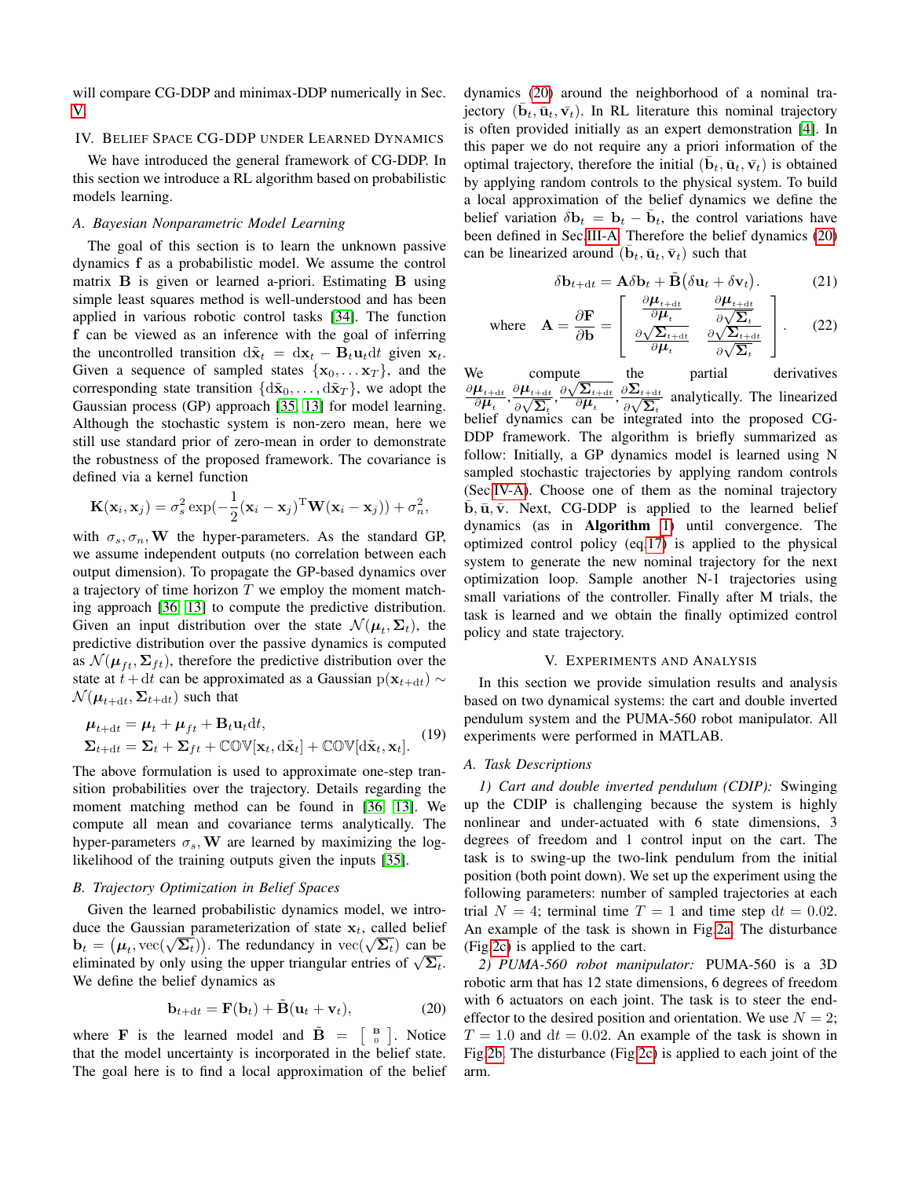will compare CG-DDP and minimax-DDP numerically in Sec. V.

## IV. Belief Space CG-DDP under Learned Dynamics

We have introduced the general framework of CG-DDP. In this section we introduce a RL algorithm based on probabilistic models learning.

### A. Bayesian Nonparametric Model Learning

The goal of this section is to learn the unknown passive dynamics $\mathbf{f}$ as a probabilistic model. We assume the control matrix $\mathbf{B}$ is given or learned a-priori. Estimating $\mathbf{B}$ using simple least squares method is well-understood and has been applied in various robotic control tasks [34]. The function $\mathbf{f}$ can be viewed as an inference with the goal of inferring the uncontrolled transition $\mathrm{d}\tilde{\mathbf{x}}_t = \mathrm{d}\mathbf{x}_t - \mathbf{B}_t\mathbf{u}_t\mathrm{d}t$ given $\mathbf{x}_t$. Given a sequence of sampled states $\{\mathbf{x}_0, \dots \mathbf{x}_T\}$, and the corresponding state transition $\{\mathrm{d}\tilde{\mathbf{x}}_0, \dots, \mathrm{d}\tilde{\mathbf{x}}_T\}$, we adopt the Gaussian process (GP) approach [35, 13] for model learning. Although the stochastic system is non-zero mean, here we still use standard prior of zero-mean in order to demonstrate the robustness of the proposed framework. The covariance is defined via a kernel function

$$\mathbf{K}(\mathbf{x}_i, \mathbf{x}_j) = \sigma_s^2 \exp(-\frac{1}{2}(\mathbf{x}_i - \mathbf{x}_j)^{\mathrm{T}}\mathbf{W}(\mathbf{x}_i - \mathbf{x}_j)) + \sigma_n^2,$$

with $\sigma_s, \sigma_n, \mathbf{W}$ the hyper-parameters. As the standard GP, we assume independent outputs (no correlation between each output dimension). To propagate the GP-based dynamics over a trajectory of time horizon $T$ we employ the moment matching approach [36, 13] to compute the predictive distribution. Given an input distribution over the state $\mathcal{N}(\boldsymbol{\mu}_t, \boldsymbol{\Sigma}_t)$, the predictive distribution over the passive dynamics is computed as $\mathcal{N}(\boldsymbol{\mu}_{ft}, \boldsymbol{\Sigma}_{ft})$, therefore the predictive distribution over the state at $t+\mathrm{d}t$ can be approximated as a Gaussian $\mathrm{p}(\mathbf{x}_{t+\mathrm{d}t}) \sim \mathcal{N}(\boldsymbol{\mu}_{t+\mathrm{d}t}, \boldsymbol{\Sigma}_{t+\mathrm{d}t})$ such that

$$\begin{aligned}
\boldsymbol{\mu}_{t+\mathrm{d}t} &= \boldsymbol{\mu}_t + \boldsymbol{\mu}_{ft} + \mathbf{B}_t\mathbf{u}_t\mathrm{d}t, \\
\boldsymbol{\Sigma}_{t+\mathrm{d}t} &= \boldsymbol{\Sigma}_t + \boldsymbol{\Sigma}_{ft} + \mathbb{COV}[\mathbf{x}_t, \mathrm{d}\tilde{\mathbf{x}}_t] + \mathbb{COV}[\mathrm{d}\tilde{\mathbf{x}}_t, \mathbf{x}_t].
\end{aligned} \tag{19}$$

The above formulation is used to approximate one-step transition probabilities over the trajectory. Details regarding the moment matching method can be found in [36, 13]. We compute all mean and covariance terms analytically. The hyper-parameters $\sigma_s, \mathbf{W}$ are learned by maximizing the log-likelihood of the training outputs given the inputs [35].

### B. Trajectory Optimization in Belief Spaces

Given the learned probabilistic dynamics model, we introduce the Gaussian parameterization of state $\mathbf{x}_t$, called belief $\mathbf{b}_t = \big(\boldsymbol{\mu}_t, \mathrm{vec}(\sqrt{\boldsymbol{\Sigma}_t})\big)$. The redundancy in $\mathrm{vec}(\sqrt{\boldsymbol{\Sigma}_t})$ can be eliminated by only using the upper triangular entries of $\sqrt{\boldsymbol{\Sigma}_t}$. We define the belief dynamics as

$$\mathbf{b}_{t+\mathrm{d}t} = \mathbf{F}(\mathbf{b}_t) + \tilde{\mathbf{B}}(\mathbf{u}_t + \mathbf{v}_t), \tag{20}$$

where $\mathbf{F}$ is the learned model and $\tilde{\mathbf{B}} = \left[\begin{smallmatrix}\mathbf{B}\\ 0\end{smallmatrix}\right]$. Notice that the model uncertainty is incorporated in the belief state. The goal here is to find a local approximation of the belief dynamics (20) around the neighborhood of a nominal trajectory $(\bar{\mathbf{b}}_t, \bar{\mathbf{u}}_t, \bar{\mathbf{v}}_t)$. In RL literature this nominal trajectory is often provided initially as an expert demonstration [4]. In this paper we do not require any a priori information of the optimal trajectory, therefore the initial $(\bar{\mathbf{b}}_t, \bar{\mathbf{u}}_t, \bar{\mathbf{v}}_t)$ is obtained by applying random controls to the physical system. To build a local approximation of the belief dynamics we define the belief variation $\delta\mathbf{b}_t = \mathbf{b}_t - \bar{\mathbf{b}}_t$, the control variations have been defined in Sec.III-A. Therefore the belief dynamics (20) can be linearized around $(\bar{\mathbf{b}}_t, \bar{\mathbf{u}}_t, \bar{\mathbf{v}}_t)$ such that

$$\delta\mathbf{b}_{t+\mathrm{d}t} = \mathbf{A}\delta\mathbf{b}_t + \tilde{\mathbf{B}}\big(\delta\mathbf{u}_t + \delta\mathbf{v}_t\big). \tag{21}$$

$$\text{where} \quad \mathbf{A} = \frac{\partial\mathbf{F}}{\partial\mathbf{b}} = \begin{bmatrix} \frac{\partial\boldsymbol{\mu}_{t+\mathrm{d}t}}{\partial\boldsymbol{\mu}_t} & \frac{\partial\boldsymbol{\mu}_{t+\mathrm{d}t}}{\partial\sqrt{\boldsymbol{\Sigma}_t}} \\ \frac{\partial\sqrt{\boldsymbol{\Sigma}_{t+\mathrm{d}t}}}{\partial\boldsymbol{\mu}_t} & \frac{\partial\sqrt{\boldsymbol{\Sigma}_{t+\mathrm{d}t}}}{\partial\sqrt{\boldsymbol{\Sigma}_t}} \end{bmatrix}. \tag{22}$$

We compute the partial derivatives $\frac{\partial\boldsymbol{\mu}_{t+\mathrm{d}t}}{\partial\boldsymbol{\mu}_t}, \frac{\partial\boldsymbol{\mu}_{t+\mathrm{d}t}}{\partial\sqrt{\boldsymbol{\Sigma}_t}}, \frac{\partial\sqrt{\boldsymbol{\Sigma}_{t+\mathrm{d}t}}}{\partial\boldsymbol{\mu}_t}, \frac{\partial\boldsymbol{\Sigma}_{t+\mathrm{d}t}}{\partial\sqrt{\boldsymbol{\Sigma}_t}}$ analytically. The linearized belief dynamics can be integrated into the proposed CG-DDP framework. The algorithm is briefly summarized as follow: Initially, a GP dynamics model is learned using N sampled stochastic trajectories by applying random controls (Sec.IV-A). Choose one of them as the nominal trajectory $\bar{\mathbf{b}}, \bar{\mathbf{u}}, \bar{\mathbf{v}}$. Next, CG-DDP is applied to the learned belief dynamics (as in **Algorithm 1**) until convergence. The optimized control policy (eq.17) is applied to the physical system to generate the new nominal trajectory for the next optimization loop. Sample another N-1 trajectories using small variations of the controller. Finally after M trials, the task is learned and we obtain the finally optimized control policy and state trajectory.

## V. Experiments and Analysis

In this section we provide simulation results and analysis based on two dynamical systems: the cart and double inverted pendulum system and the PUMA-560 robot manipulator. All experiments were performed in MATLAB.

### A. Task Descriptions

*1) Cart and double inverted pendulum (CDIP):* Swinging up the CDIP is challenging because the system is highly nonlinear and under-actuated with 6 state dimensions, 3 degrees of freedom and 1 control input on the cart. The task is to swing-up the two-link pendulum from the initial position (both point down). We set up the experiment using the following parameters: number of sampled trajectories at each trial $N = 4$; terminal time $T = 1$ and time step $\mathrm{d}t = 0.02$. An example of the task is shown in Fig.2a. The disturbance (Fig.2c) is applied to the cart.

*2) PUMA-560 robot manipulator:* PUMA-560 is a 3D robotic arm that has 12 state dimensions, 6 degrees of freedom with 6 actuators on each joint. The task is to steer the end-effector to the desired position and orientation. We use $N = 2$; $T = 1.0$ and $\mathrm{d}t = 0.02$. An example of the task is shown in Fig.2b. The disturbance (Fig.2c) is applied to each joint of the arm.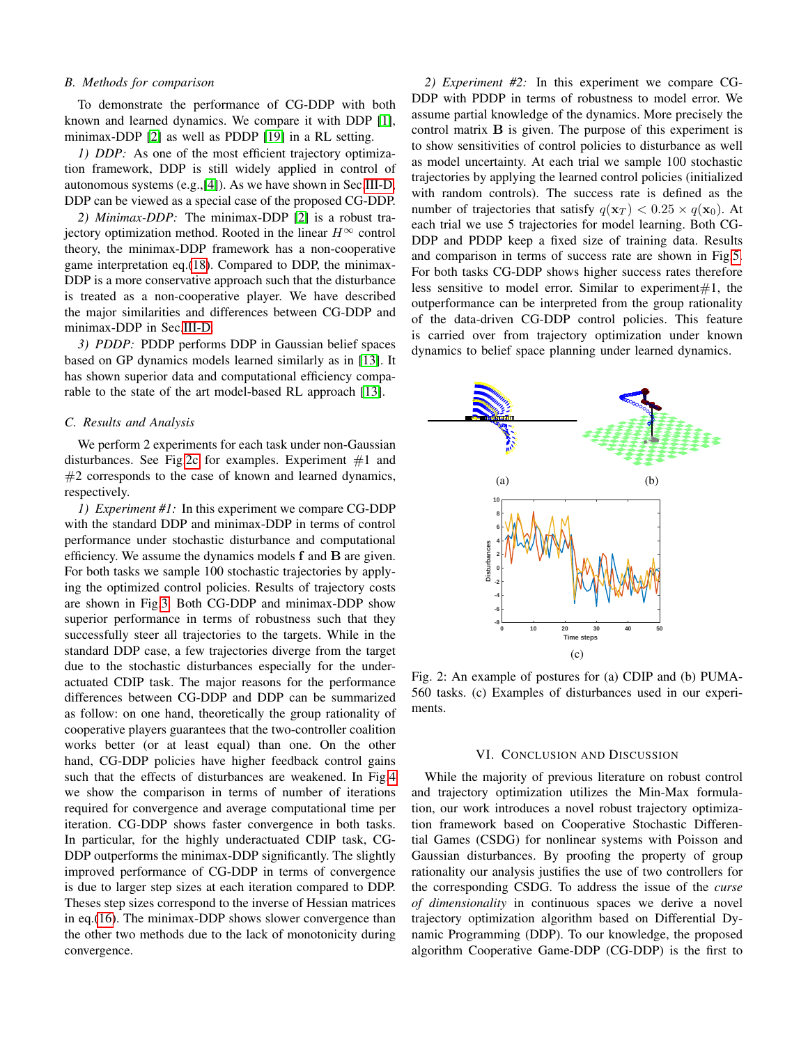### B. Methods for comparison

To demonstrate the performance of CG-DDP with both known and learned dynamics. We compare it with DDP [1], minimax-DDP [2] as well as PDDP [19] in a RL setting.

*1) DDP:* As one of the most efficient trajectory optimization framework, DDP is still widely applied in control of autonomous systems (e.g.,[4]). As we have shown in Sec III-D, DDP can be viewed as a special case of the proposed CG-DDP.

*2) Minimax-DDP:* The minimax-DDP [2] is a robust trajectory optimization method. Rooted in the linear $H^\infty$ control theory, the minimax-DDP framework has a non-cooperative game interpretation eq.(18). Compared to DDP, the minimax-DDP is a more conservative approach such that the disturbance is treated as a non-cooperative player. We have described the major similarities and differences between CG-DDP and minimax-DDP in Sec III-D.

*3) PDDP:* PDDP performs DDP in Gaussian belief spaces based on GP dynamics models learned similarly as in [13]. It has shown superior data and computational efficiency comparable to the state of the art model-based RL approach [13].

### C. Results and Analysis

We perform 2 experiments for each task under non-Gaussian disturbances. See Fig 2c for examples. Experiment #1 and #2 corresponds to the case of known and learned dynamics, respectively.

*1) Experiment #1:* In this experiment we compare CG-DDP with the standard DDP and minimax-DDP in terms of control performance under stochastic disturbance and computational efficiency. We assume the dynamics models $\mathbf{f}$ and $\mathbf{B}$ are given. For both tasks we sample 100 stochastic trajectories by applying the optimized control policies. Results of trajectory costs are shown in Fig 3. Both CG-DDP and minimax-DDP show superior performance in terms of robustness such that they successfully steer all trajectories to the targets. While in the standard DDP case, a few trajectories diverge from the target due to the stochastic disturbances especially for the under-actuated CDIP task. The major reasons for the performance differences between CG-DDP and DDP can be summarized as follow: on one hand, theoretically the group rationality of cooperative players guarantees that the two-controller coalition works better (or at least equal) than one. On the other hand, CG-DDP policies have higher feedback control gains such that the effects of disturbances are weakened. In Fig 4 we show the comparison in terms of number of iterations required for convergence and average computational time per iteration. CG-DDP shows faster convergence in both tasks. In particular, for the highly underactuated CDIP task, CG-DDP outperforms the minimax-DDP significantly. The slightly improved performance of CG-DDP in terms of convergence is due to larger step sizes at each iteration compared to DDP. Theses step sizes correspond to the inverse of Hessian matrices in eq.(16). The minimax-DDP shows slower convergence than the other two methods due to the lack of monotonicity during convergence.

*2) Experiment #2:* In this experiment we compare CG-DDP with PDDP in terms of robustness to model error. We assume partial knowledge of the dynamics. More precisely the control matrix $\mathbf{B}$ is given. The purpose of this experiment is to show sensitivities of control policies to disturbance as well as model uncertainty. At each trial we sample 100 stochastic trajectories by applying the learned control policies (initialized with random controls). The success rate is defined as the number of trajectories that satisfy $q(\mathbf{x}_T) < 0.25 \times q(\mathbf{x}_0)$. At each trial we use 5 trajectories for model learning. Both CG-DDP and PDDP keep a fixed size of training data. Results and comparison in terms of success rate are shown in Fig 5. For both tasks CG-DDP shows higher success rates therefore less sensitive to model error. Similar to experiment#1, the outperformance can be interpreted from the group rationality of the data-driven CG-DDP control policies. This feature is carried over from trajectory optimization under known dynamics to belief space planning under learned dynamics.

Fig. 2: An example of postures for (a) CDIP and (b) PUMA-560 tasks. (c) Examples of disturbances used in our experiments.

## VI. Conclusion and Discussion

While the majority of previous literature on robust control and trajectory optimization utilizes the Min-Max formulation, our work introduces a novel robust trajectory optimization framework based on Cooperative Stochastic Differential Games (CSDG) for nonlinear systems with Poisson and Gaussian disturbances. By proofing the property of group rationality our analysis justifies the use of two controllers for the corresponding CSDG. To address the issue of the *curse of dimensionality* in continuous spaces we derive a novel trajectory optimization algorithm based on Differential Dynamic Programming (DDP). To our knowledge, the proposed algorithm Cooperative Game-DDP (CG-DDP) is the first to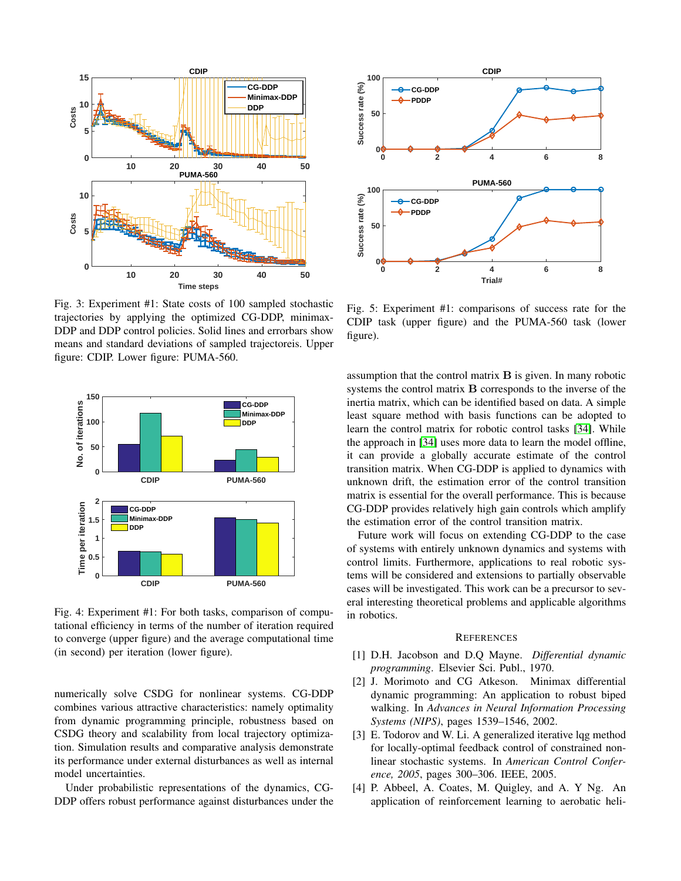Fig. 3: Experiment #1: State costs of 100 sampled stochastic trajectories by applying the optimized CG-DDP, minimax-DDP and DDP control policies. Solid lines and errorbars show means and standard deviations of sampled trajectoreis. Upper figure: CDIP. Lower figure: PUMA-560.

Fig. 4: Experiment #1: For both tasks, comparison of computational efficiency in terms of the number of iteration required to converge (upper figure) and the average computational time (in second) per iteration (lower figure).

numerically solve CSDG for nonlinear systems. CG-DDP combines various attractive characteristics: namely optimality from dynamic programming principle, robustness based on CSDG theory and scalability from local trajectory optimization. Simulation results and comparative analysis demonstrate its performance under external disturbances as well as internal model uncertainties.

Under probabilistic representations of the dynamics, CG-DDP offers robust performance against disturbances under the

Fig. 5: Experiment #1: comparisons of success rate for the CDIP task (upper figure) and the PUMA-560 task (lower figure).

assumption that the control matrix $\mathbf{B}$ is given. In many robotic systems the control matrix $\mathbf{B}$ corresponds to the inverse of the inertia matrix, which can be identified based on data. A simple least square method with basis functions can be adopted to learn the control matrix for robotic control tasks [34]. While the approach in [34] uses more data to learn the model offline, it can provide a globally accurate estimate of the control transition matrix. When CG-DDP is applied to dynamics with unknown drift, the estimation error of the control transition matrix is essential for the overall performance. This is because CG-DDP provides relatively high gain controls which amplify the estimation error of the control transition matrix.

Future work will focus on extending CG-DDP to the case of systems with entirely unknown dynamics and systems with control limits. Furthermore, applications to real robotic systems will be considered and extensions to partially observable cases will be investigated. This work can be a precursor to several interesting theoretical problems and applicable algorithms in robotics.

## References

[1] D.H. Jacobson and D.Q Mayne. *Differential dynamic programming*. Elsevier Sci. Publ., 1970.

[2] J. Morimoto and CG Atkeson. Minimax differential dynamic programming: An application to robust biped walking. In *Advances in Neural Information Processing Systems (NIPS)*, pages 1539–1546, 2002.

[3] E. Todorov and W. Li. A generalized iterative lqg method for locally-optimal feedback control of constrained nonlinear stochastic systems. In *American Control Conference, 2005*, pages 300–306. IEEE, 2005.

[4] P. Abbeel, A. Coates, M. Quigley, and A. Y Ng. An application of reinforcement learning to aerobatic heli-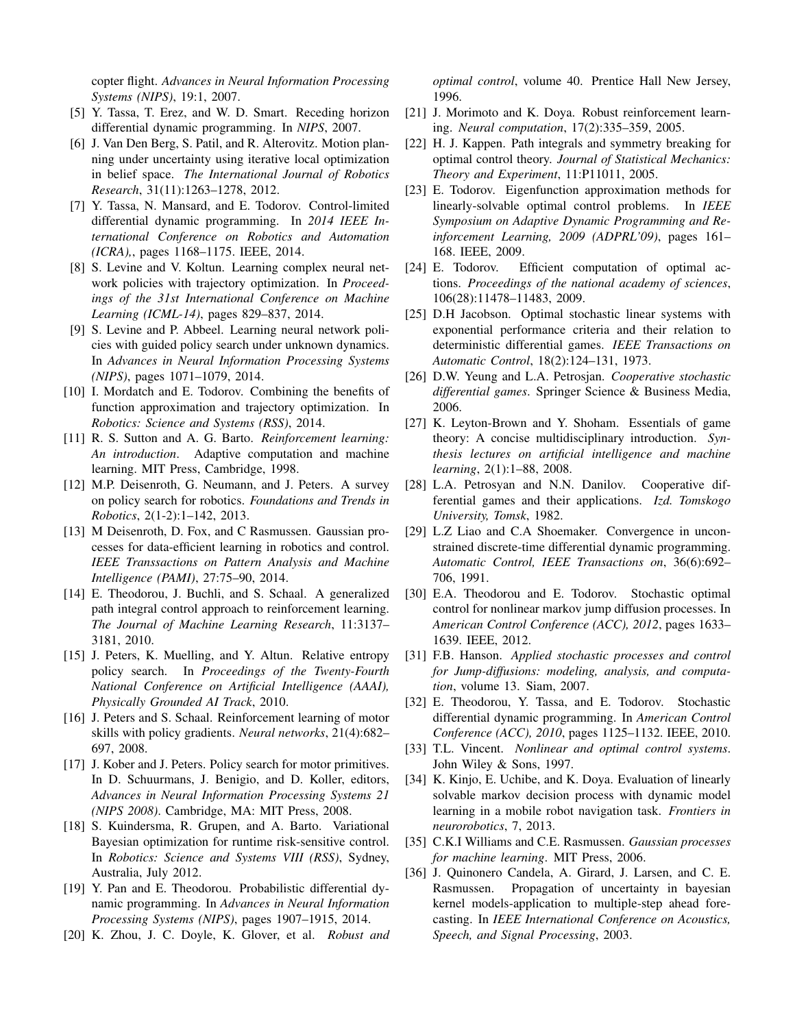copter flight. *Advances in Neural Information Processing Systems (NIPS)*, 19:1, 2007.

[5] Y. Tassa, T. Erez, and W. D. Smart. Receding horizon differential dynamic programming. In *NIPS*, 2007.

[6] J. Van Den Berg, S. Patil, and R. Alterovitz. Motion planning under uncertainty using iterative local optimization in belief space. *The International Journal of Robotics Research*, 31(11):1263–1278, 2012.

[7] Y. Tassa, N. Mansard, and E. Todorov. Control-limited differential dynamic programming. In *2014 IEEE International Conference on Robotics and Automation (ICRA),*, pages 1168–1175. IEEE, 2014.

[8] S. Levine and V. Koltun. Learning complex neural network policies with trajectory optimization. In *Proceedings of the 31st International Conference on Machine Learning (ICML-14)*, pages 829–837, 2014.

[9] S. Levine and P. Abbeel. Learning neural network policies with guided policy search under unknown dynamics. In *Advances in Neural Information Processing Systems (NIPS)*, pages 1071–1079, 2014.

[10] I. Mordatch and E. Todorov. Combining the benefits of function approximation and trajectory optimization. In *Robotics: Science and Systems (RSS)*, 2014.

[11] R. S. Sutton and A. G. Barto. *Reinforcement learning: An introduction*. Adaptive computation and machine learning. MIT Press, Cambridge, 1998.

[12] M.P. Deisenroth, G. Neumann, and J. Peters. A survey on policy search for robotics. *Foundations and Trends in Robotics*, 2(1-2):1–142, 2013.

[13] M Deisenroth, D. Fox, and C Rasmussen. Gaussian processes for data-efficient learning in robotics and control. *IEEE Transsactions on Pattern Analysis and Machine Intelligence (PAMI)*, 27:75–90, 2014.

[14] E. Theodorou, J. Buchli, and S. Schaal. A generalized path integral control approach to reinforcement learning. *The Journal of Machine Learning Research*, 11:3137–3181, 2010.

[15] J. Peters, K. Muelling, and Y. Altun. Relative entropy policy search. In *Proceedings of the Twenty-Fourth National Conference on Artificial Intelligence (AAAI), Physically Grounded AI Track*, 2010.

[16] J. Peters and S. Schaal. Reinforcement learning of motor skills with policy gradients. *Neural networks*, 21(4):682–697, 2008.

[17] J. Kober and J. Peters. Policy search for motor primitives. In D. Schuurmans, J. Benigio, and D. Koller, editors, *Advances in Neural Information Processing Systems 21 (NIPS 2008)*. Cambridge, MA: MIT Press, 2008.

[18] S. Kuindersma, R. Grupen, and A. Barto. Variational Bayesian optimization for runtime risk-sensitive control. In *Robotics: Science and Systems VIII (RSS)*, Sydney, Australia, July 2012.

[19] Y. Pan and E. Theodorou. Probabilistic differential dynamic programming. In *Advances in Neural Information Processing Systems (NIPS)*, pages 1907–1915, 2014.

[20] K. Zhou, J. C. Doyle, K. Glover, et al. *Robust and optimal control*, volume 40. Prentice Hall New Jersey, 1996.

[21] J. Morimoto and K. Doya. Robust reinforcement learning. *Neural computation*, 17(2):335–359, 2005.

[22] H. J. Kappen. Path integrals and symmetry breaking for optimal control theory. *Journal of Statistical Mechanics: Theory and Experiment*, 11:P11011, 2005.

[23] E. Todorov. Eigenfunction approximation methods for linearly-solvable optimal control problems. In *IEEE Symposium on Adaptive Dynamic Programming and Reinforcement Learning, 2009 (ADPRL'09)*, pages 161–168. IEEE, 2009.

[24] E. Todorov. Efficient computation of optimal actions. *Proceedings of the national academy of sciences*, 106(28):11478–11483, 2009.

[25] D.H Jacobson. Optimal stochastic linear systems with exponential performance criteria and their relation to deterministic differential games. *IEEE Transactions on Automatic Control*, 18(2):124–131, 1973.

[26] D.W. Yeung and L.A. Petrosjan. *Cooperative stochastic differential games*. Springer Science & Business Media, 2006.

[27] K. Leyton-Brown and Y. Shoham. Essentials of game theory: A concise multidisciplinary introduction. *Synthesis lectures on artificial intelligence and machine learning*, 2(1):1–88, 2008.

[28] L.A. Petrosyan and N.N. Danilov. Cooperative differential games and their applications. *Izd. Tomskogo University, Tomsk*, 1982.

[29] L.Z Liao and C.A Shoemaker. Convergence in unconstrained discrete-time differential dynamic programming. *Automatic Control, IEEE Transactions on*, 36(6):692–706, 1991.

[30] E.A. Theodorou and E. Todorov. Stochastic optimal control for nonlinear markov jump diffusion processes. In *American Control Conference (ACC), 2012*, pages 1633–1639. IEEE, 2012.

[31] F.B. Hanson. *Applied stochastic processes and control for Jump-diffusions: modeling, analysis, and computation*, volume 13. Siam, 2007.

[32] E. Theodorou, Y. Tassa, and E. Todorov. Stochastic differential dynamic programming. In *American Control Conference (ACC), 2010*, pages 1125–1132. IEEE, 2010.

[33] T.L. Vincent. *Nonlinear and optimal control systems*. John Wiley & Sons, 1997.

[34] K. Kinjo, E. Uchibe, and K. Doya. Evaluation of linearly solvable markov decision process with dynamic model learning in a mobile robot navigation task. *Frontiers in neurorobotics*, 7, 2013.

[35] C.K.I Williams and C.E. Rasmussen. *Gaussian processes for machine learning*. MIT Press, 2006.

[36] J. Quinonero Candela, A. Girard, J. Larsen, and C. E. Rasmussen. Propagation of uncertainty in bayesian kernel models-application to multiple-step ahead forecasting. In *IEEE International Conference on Acoustics, Speech, and Signal Processing*, 2003.